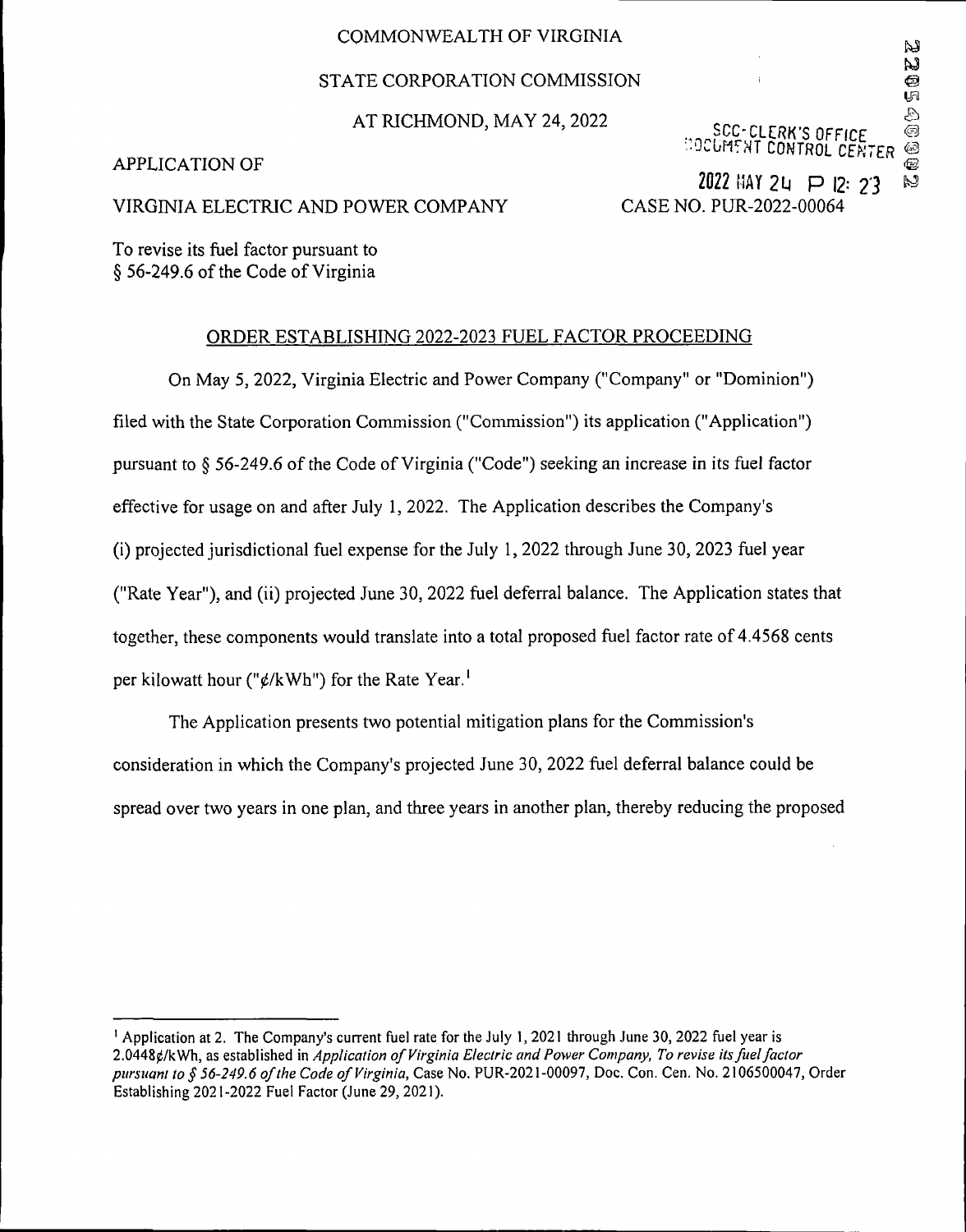COMMONWEALTH OF VIRGINIA

STATE CORPORATION COMMISSION

AT RICHMOND, MAY 24, 2022

SCC-CLERK'S OFFICE
DOCUMENT CONTROL CENTER

2022 MAY 24 P 12: 23

APPLICATION OF

VIRGINIA ELECTRIC AND POWER COMPANY

CASE NO. PUR-2022-00064

To revise its fuel factor pursuant to
§ 56-249.6 of the Code of Virginia

## ORDER ESTABLISHING 2022-2023 FUEL FACTOR PROCEEDING

On May 5, 2022, Virginia Electric and Power Company ("Company" or "Dominion") filed with the State Corporation Commission ("Commission") its application ("Application") pursuant to § 56-249.6 of the Code of Virginia ("Code") seeking an increase in its fuel factor effective for usage on and after July 1, 2022. The Application describes the Company's (i) projected jurisdictional fuel expense for the July 1, 2022 through June 30, 2023 fuel year ("Rate Year"), and (ii) projected June 30, 2022 fuel deferral balance. The Application states that together, these components would translate into a total proposed fuel factor rate of 4.4568 cents per kilowatt hour ("¢/kWh") for the Rate Year.[1]

The Application presents two potential mitigation plans for the Commission's consideration in which the Company's projected June 30, 2022 fuel deferral balance could be spread over two years in one plan, and three years in another plan, thereby reducing the proposed

[1] Application at 2. The Company's current fuel rate for the July 1, 2021 through June 30, 2022 fuel year is 2.0448¢/kWh, as established in *Application of Virginia Electric and Power Company, To revise its fuel factor pursuant to § 56-249.6 of the Code of Virginia*, Case No. PUR-2021-00097, Doc. Con. Cen. No. 2106500047, Order Establishing 2021-2022 Fuel Factor (June 29, 2021).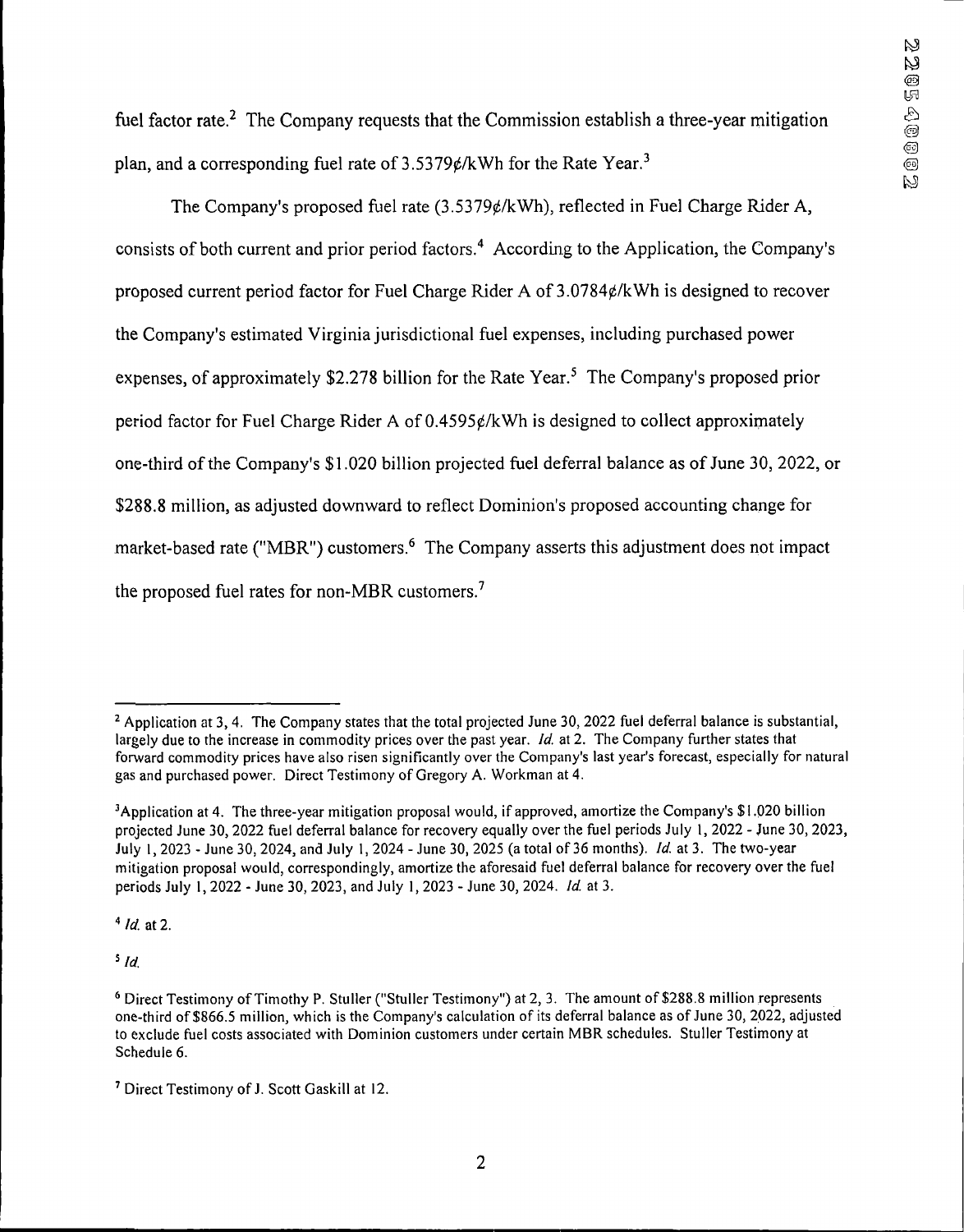fuel factor rate.[2] The Company requests that the Commission establish a three-year mitigation plan, and a corresponding fuel rate of 3.5379¢/kWh for the Rate Year.[3]

The Company's proposed fuel rate (3.5379¢/kWh), reflected in Fuel Charge Rider A, consists of both current and prior period factors.[4] According to the Application, the Company's proposed current period factor for Fuel Charge Rider A of 3.0784¢/kWh is designed to recover the Company's estimated Virginia jurisdictional fuel expenses, including purchased power expenses, of approximately $2.278 billion for the Rate Year.[5] The Company's proposed prior period factor for Fuel Charge Rider A of 0.4595¢/kWh is designed to collect approximately one-third of the Company's $1.020 billion projected fuel deferral balance as of June 30, 2022, or $288.8 million, as adjusted downward to reflect Dominion's proposed accounting change for market-based rate ("MBR") customers.[6] The Company asserts this adjustment does not impact the proposed fuel rates for non-MBR customers.[7]

---

[2] Application at 3, 4. The Company states that the total projected June 30, 2022 fuel deferral balance is substantial, largely due to the increase in commodity prices over the past year. *Id.* at 2. The Company further states that forward commodity prices have also risen significantly over the Company's last year's forecast, especially for natural gas and purchased power. Direct Testimony of Gregory A. Workman at 4.

[3] Application at 4. The three-year mitigation proposal would, if approved, amortize the Company's $1.020 billion projected June 30, 2022 fuel deferral balance for recovery equally over the fuel periods July 1, 2022 - June 30, 2023, July 1, 2023 - June 30, 2024, and July 1, 2024 - June 30, 2025 (a total of 36 months). *Id.* at 3. The two-year mitigation proposal would, correspondingly, amortize the aforesaid fuel deferral balance for recovery over the fuel periods July 1, 2022 - June 30, 2023, and July 1, 2023 - June 30, 2024. *Id.* at 3.

[4] *Id.* at 2.

[5] *Id.*

[6] Direct Testimony of Timothy P. Stuller ("Stuller Testimony") at 2, 3. The amount of $288.8 million represents one-third of $866.5 million, which is the Company's calculation of its deferral balance as of June 30, 2022, adjusted to exclude fuel costs associated with Dominion customers under certain MBR schedules. Stuller Testimony at Schedule 6.

[7] Direct Testimony of J. Scott Gaskill at 12.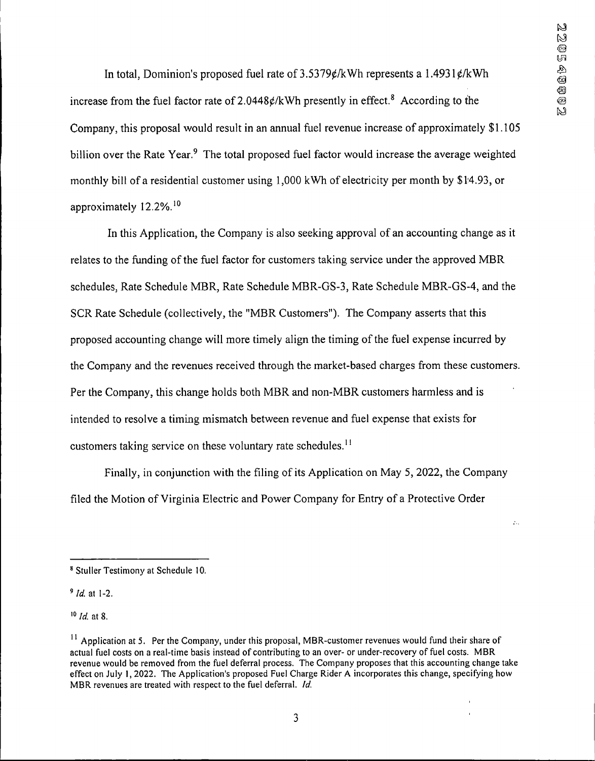In total, Dominion's proposed fuel rate of 3.5379¢/kWh represents a 1.4931¢/kWh increase from the fuel factor rate of 2.0448¢/kWh presently in effect.[8] According to the Company, this proposal would result in an annual fuel revenue increase of approximately $1.105 billion over the Rate Year.[9] The total proposed fuel factor would increase the average weighted monthly bill of a residential customer using 1,000 kWh of electricity per month by $14.93, or approximately 12.2%.[10]

In this Application, the Company is also seeking approval of an accounting change as it relates to the funding of the fuel factor for customers taking service under the approved MBR schedules, Rate Schedule MBR, Rate Schedule MBR-GS-3, Rate Schedule MBR-GS-4, and the SCR Rate Schedule (collectively, the "MBR Customers"). The Company asserts that this proposed accounting change will more timely align the timing of the fuel expense incurred by the Company and the revenues received through the market-based charges from these customers. Per the Company, this change holds both MBR and non-MBR customers harmless and is intended to resolve a timing mismatch between revenue and fuel expense that exists for customers taking service on these voluntary rate schedules.[11]

Finally, in conjunction with the filing of its Application on May 5, 2022, the Company filed the Motion of Virginia Electric and Power Company for Entry of a Protective Order

---

[8] Stuller Testimony at Schedule 10.

[9] *Id.* at 1-2.

[10] *Id.* at 8.

[11] Application at 5. Per the Company, under this proposal, MBR-customer revenues would fund their share of actual fuel costs on a real-time basis instead of contributing to an over- or under-recovery of fuel costs. MBR revenue would be removed from the fuel deferral process. The Company proposes that this accounting change take effect on July 1, 2022. The Application's proposed Fuel Charge Rider A incorporates this change, specifying how MBR revenues are treated with respect to the fuel deferral. *Id.*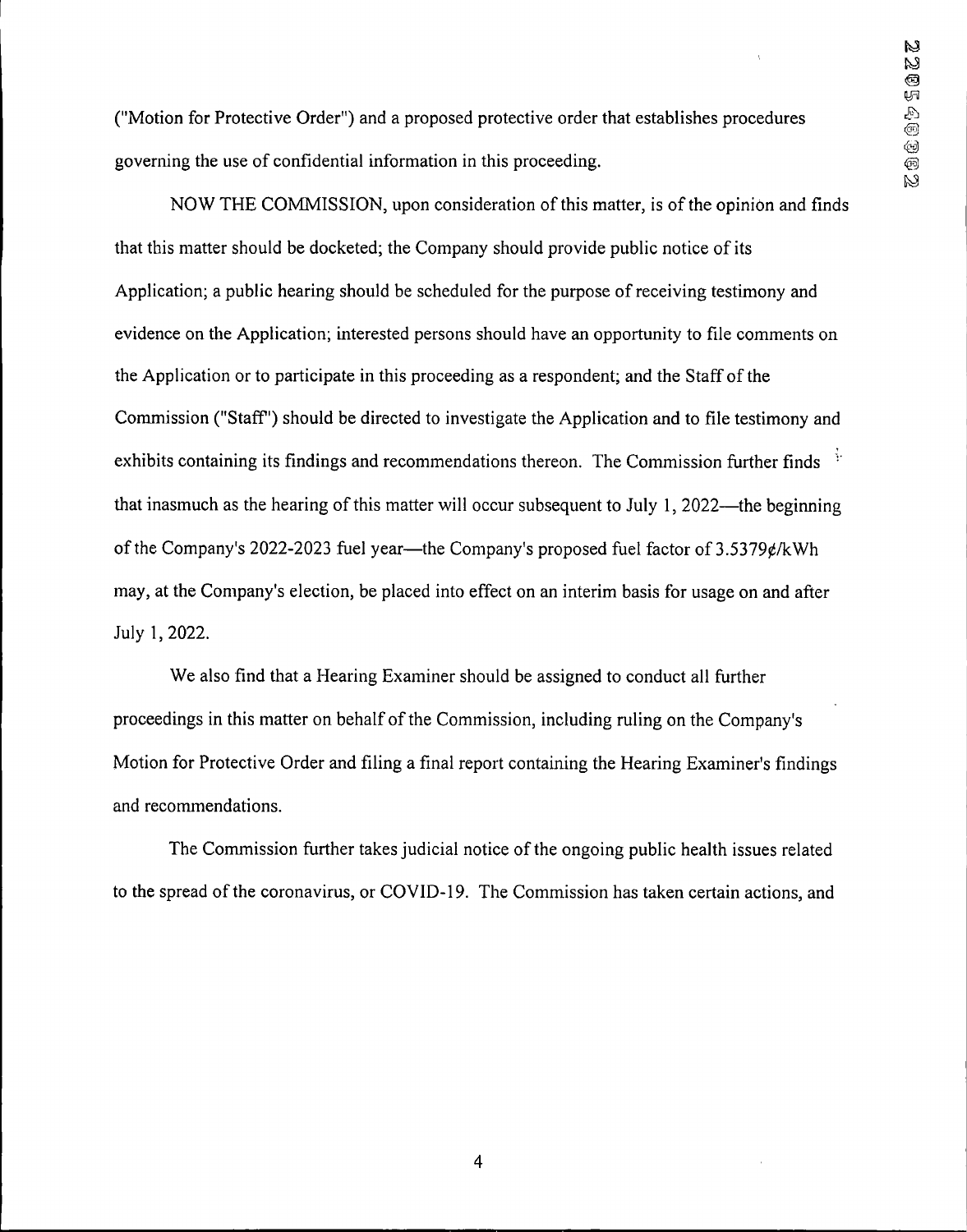("Motion for Protective Order") and a proposed protective order that establishes procedures governing the use of confidential information in this proceeding.

NOW THE COMMISSION, upon consideration of this matter, is of the opinion and finds that this matter should be docketed; the Company should provide public notice of its Application; a public hearing should be scheduled for the purpose of receiving testimony and evidence on the Application; interested persons should have an opportunity to file comments on the Application or to participate in this proceeding as a respondent; and the Staff of the Commission ("Staff") should be directed to investigate the Application and to file testimony and exhibits containing its findings and recommendations thereon. The Commission further finds that inasmuch as the hearing of this matter will occur subsequent to July 1, 2022—the beginning of the Company's 2022-2023 fuel year—the Company's proposed fuel factor of 3.5379¢/kWh may, at the Company's election, be placed into effect on an interim basis for usage on and after July 1, 2022.

We also find that a Hearing Examiner should be assigned to conduct all further proceedings in this matter on behalf of the Commission, including ruling on the Company's Motion for Protective Order and filing a final report containing the Hearing Examiner's findings and recommendations.

The Commission further takes judicial notice of the ongoing public health issues related to the spread of the coronavirus, or COVID-19. The Commission has taken certain actions, and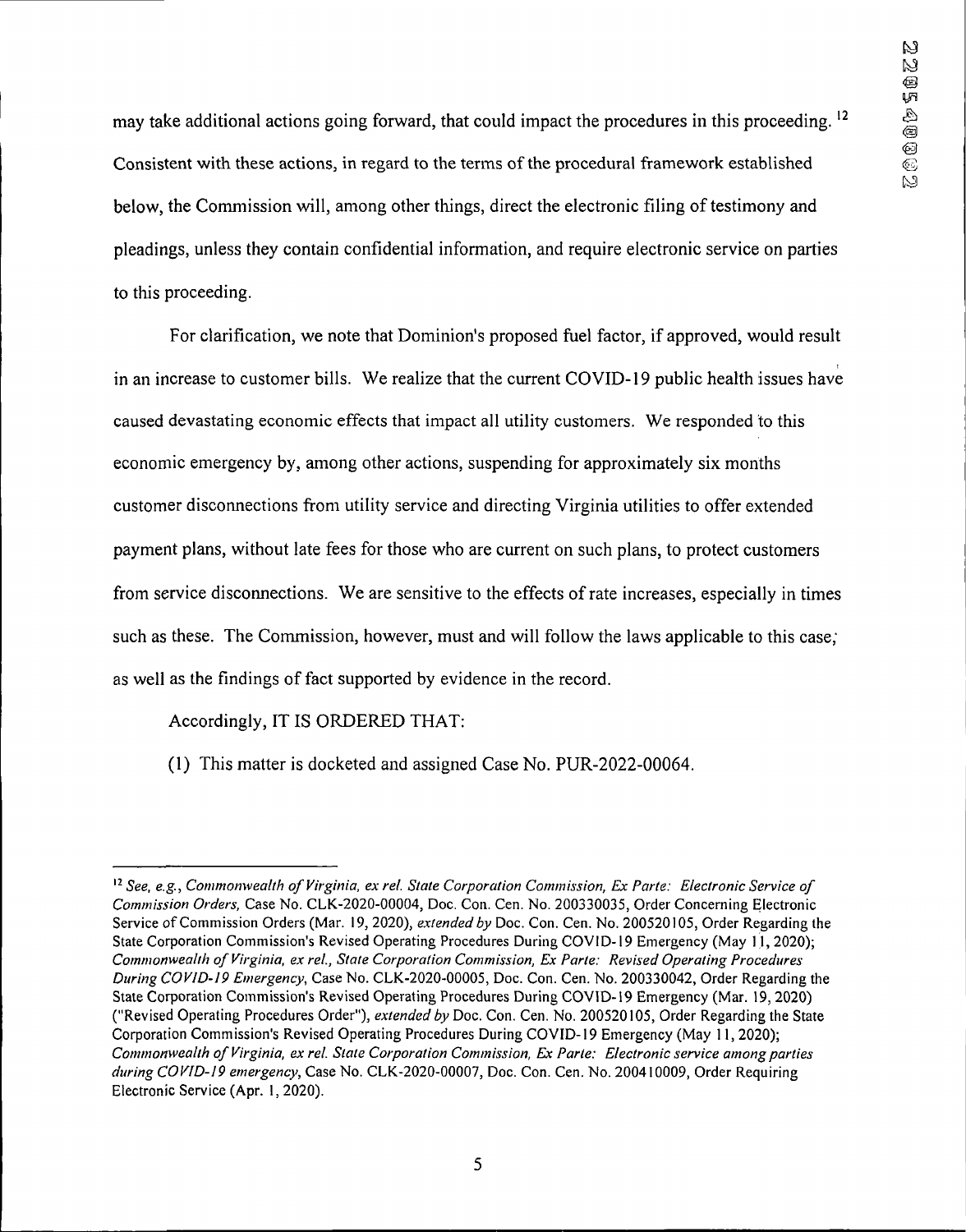may take additional actions going forward, that could impact the procedures in this proceeding.[12] Consistent with these actions, in regard to the terms of the procedural framework established below, the Commission will, among other things, direct the electronic filing of testimony and pleadings, unless they contain confidential information, and require electronic service on parties to this proceeding.

For clarification, we note that Dominion's proposed fuel factor, if approved, would result in an increase to customer bills. We realize that the current COVID-19 public health issues have caused devastating economic effects that impact all utility customers. We responded to this economic emergency by, among other actions, suspending for approximately six months customer disconnections from utility service and directing Virginia utilities to offer extended payment plans, without late fees for those who are current on such plans, to protect customers from service disconnections. We are sensitive to the effects of rate increases, especially in times such as these. The Commission, however, must and will follow the laws applicable to this case, as well as the findings of fact supported by evidence in the record.

Accordingly, IT IS ORDERED THAT:

(1) This matter is docketed and assigned Case No. PUR-2022-00064.

---

[12] *See, e.g., Commonwealth of Virginia, ex rel. State Corporation Commission, Ex Parte: Electronic Service of Commission Orders*, Case No. CLK-2020-00004, Doc. Con. Cen. No. 200330035, Order Concerning Electronic Service of Commission Orders (Mar. 19, 2020), *extended by* Doc. Con. Cen. No. 200520105, Order Regarding the State Corporation Commission's Revised Operating Procedures During COVID-19 Emergency (May 11, 2020); *Commonwealth of Virginia, ex rel., State Corporation Commission, Ex Parte: Revised Operating Procedures During COVID-19 Emergency*, Case No. CLK-2020-00005, Doc. Con. Cen. No. 200330042, Order Regarding the State Corporation Commission's Revised Operating Procedures During COVID-19 Emergency (Mar. 19, 2020) ("Revised Operating Procedures Order"), *extended by* Doc. Con. Cen. No. 200520105, Order Regarding the State Corporation Commission's Revised Operating Procedures During COVID-19 Emergency (May 11, 2020); *Commonwealth of Virginia, ex rel. State Corporation Commission, Ex Parte: Electronic service among parties during COVID-19 emergency*, Case No. CLK-2020-00007, Doc. Con. Cen. No. 200410009, Order Requiring Electronic Service (Apr. 1, 2020).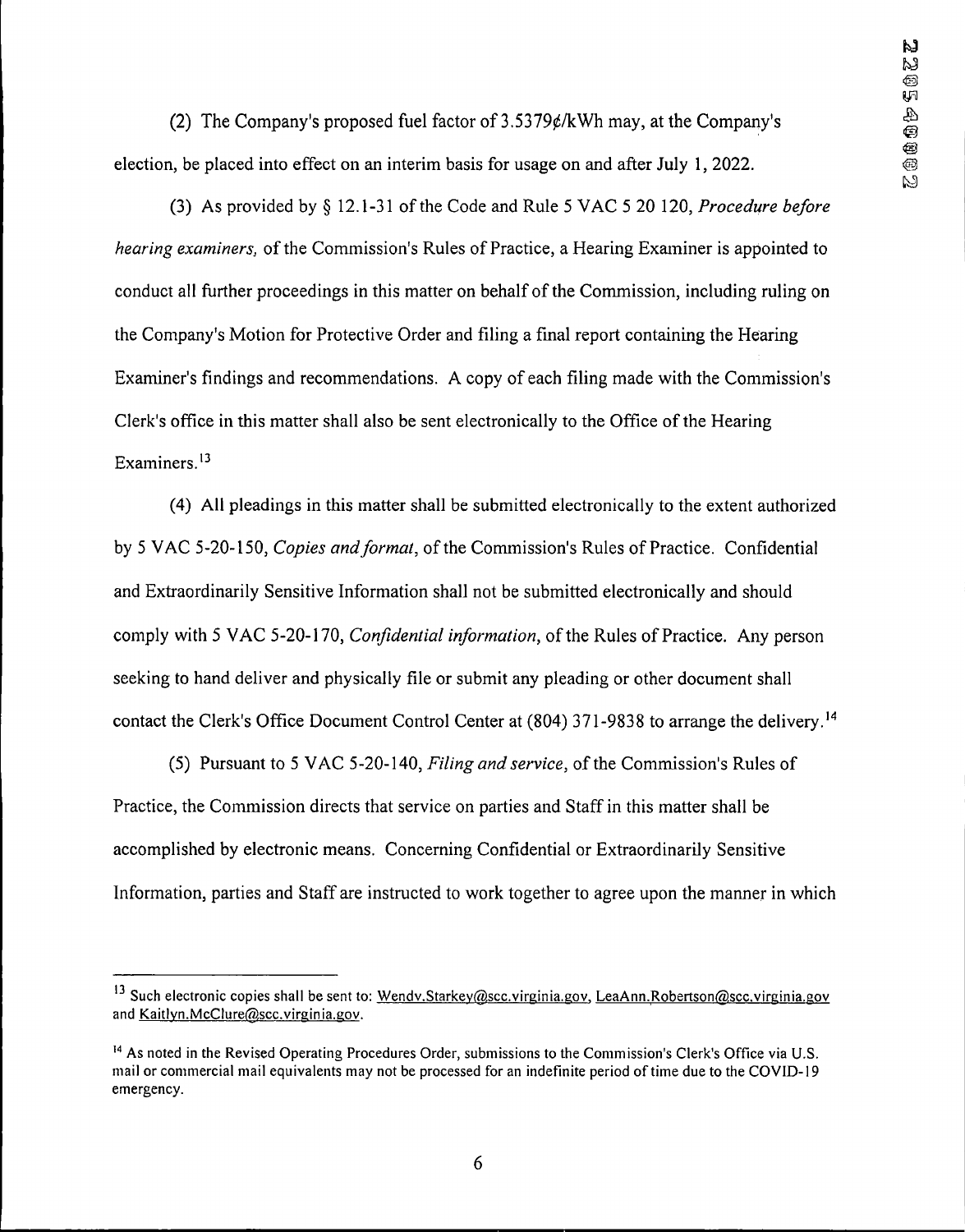(2) The Company's proposed fuel factor of 3.5379¢/kWh may, at the Company's election, be placed into effect on an interim basis for usage on and after July 1, 2022.

(3) As provided by § 12.1-31 of the Code and Rule 5 VAC 5 20 120, *Procedure before hearing examiners*, of the Commission's Rules of Practice, a Hearing Examiner is appointed to conduct all further proceedings in this matter on behalf of the Commission, including ruling on the Company's Motion for Protective Order and filing a final report containing the Hearing Examiner's findings and recommendations. A copy of each filing made with the Commission's Clerk's office in this matter shall also be sent electronically to the Office of the Hearing Examiners.[13]

(4) All pleadings in this matter shall be submitted electronically to the extent authorized by 5 VAC 5-20-150, *Copies and format*, of the Commission's Rules of Practice. Confidential and Extraordinarily Sensitive Information shall not be submitted electronically and should comply with 5 VAC 5-20-170, *Confidential information*, of the Rules of Practice. Any person seeking to hand deliver and physically file or submit any pleading or other document shall contact the Clerk's Office Document Control Center at (804) 371-9838 to arrange the delivery.[14]

(5) Pursuant to 5 VAC 5-20-140, *Filing and service*, of the Commission's Rules of Practice, the Commission directs that service on parties and Staff in this matter shall be accomplished by electronic means. Concerning Confidential or Extraordinarily Sensitive Information, parties and Staff are instructed to work together to agree upon the manner in which

---

[13] Such electronic copies shall be sent to: Wendy.Starkey@scc.virginia.gov, LeaAnn.Robertson@scc.virginia.gov and Kaitlyn.McClure@scc.virginia.gov.

[14] As noted in the Revised Operating Procedures Order, submissions to the Commission's Clerk's Office via U.S. mail or commercial mail equivalents may not be processed for an indefinite period of time due to the COVID-19 emergency.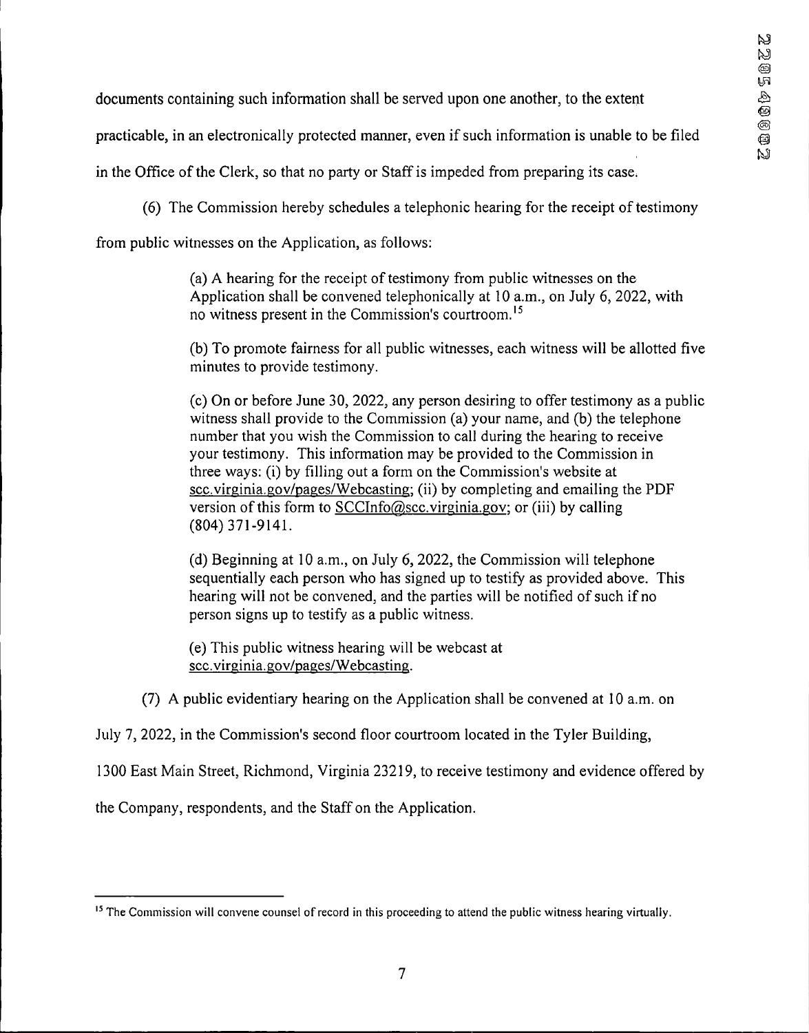documents containing such information shall be served upon one another, to the extent practicable, in an electronically protected manner, even if such information is unable to be filed in the Office of the Clerk, so that no party or Staff is impeded from preparing its case.

(6) The Commission hereby schedules a telephonic hearing for the receipt of testimony from public witnesses on the Application, as follows:

> (a) A hearing for the receipt of testimony from public witnesses on the Application shall be convened telephonically at 10 a.m., on July 6, 2022, with no witness present in the Commission's courtroom.[15]
>
> (b) To promote fairness for all public witnesses, each witness will be allotted five minutes to provide testimony.
>
> (c) On or before June 30, 2022, any person desiring to offer testimony as a public witness shall provide to the Commission (a) your name, and (b) the telephone number that you wish the Commission to call during the hearing to receive your testimony. This information may be provided to the Commission in three ways: (i) by filling out a form on the Commission's website at scc.virginia.gov/pages/Webcasting; (ii) by completing and emailing the PDF version of this form to SCCInfo@scc.virginia.gov; or (iii) by calling (804) 371-9141.
>
> (d) Beginning at 10 a.m., on July 6, 2022, the Commission will telephone sequentially each person who has signed up to testify as provided above. This hearing will not be convened, and the parties will be notified of such if no person signs up to testify as a public witness.
>
> (e) This public witness hearing will be webcast at scc.virginia.gov/pages/Webcasting.

(7) A public evidentiary hearing on the Application shall be convened at 10 a.m. on July 7, 2022, in the Commission's second floor courtroom located in the Tyler Building, 1300 East Main Street, Richmond, Virginia 23219, to receive testimony and evidence offered by the Company, respondents, and the Staff on the Application.

---

[15] The Commission will convene counsel of record in this proceeding to attend the public witness hearing virtually.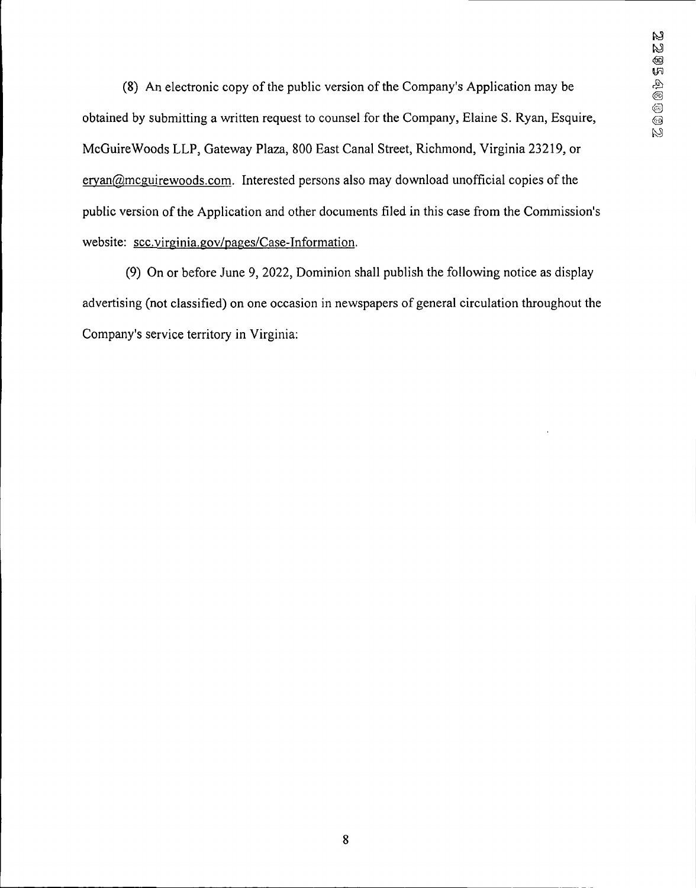(8) An electronic copy of the public version of the Company's Application may be obtained by submitting a written request to counsel for the Company, Elaine S. Ryan, Esquire, McGuireWoods LLP, Gateway Plaza, 800 East Canal Street, Richmond, Virginia 23219, or eryan@mcguirewoods.com. Interested persons also may download unofficial copies of the public version of the Application and other documents filed in this case from the Commission's website: scc.virginia.gov/pages/Case-Information.

(9) On or before June 9, 2022, Dominion shall publish the following notice as display advertising (not classified) on one occasion in newspapers of general circulation throughout the Company's service territory in Virginia: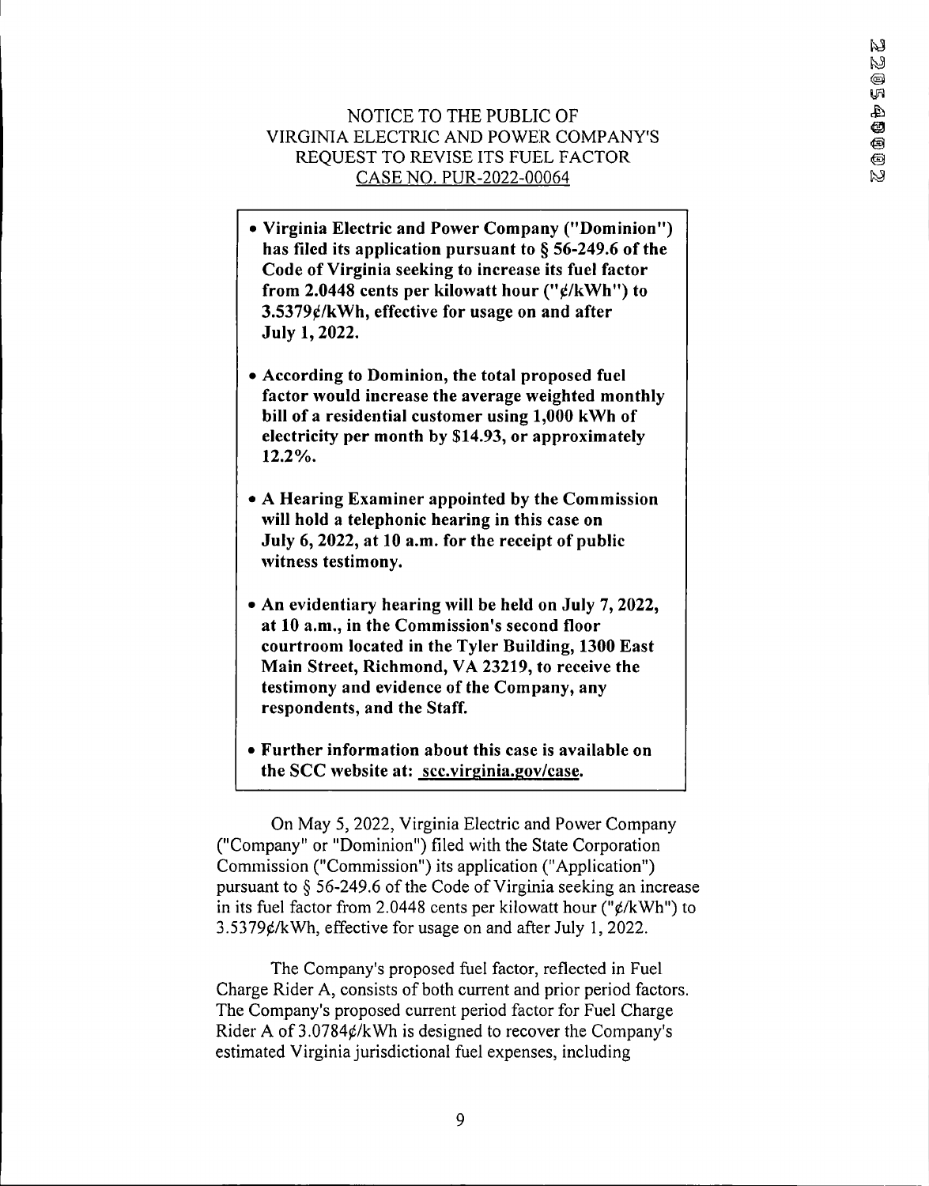NOTICE TO THE PUBLIC OF
VIRGINIA ELECTRIC AND POWER COMPANY'S
REQUEST TO REVISE ITS FUEL FACTOR
CASE NO. PUR-2022-00064

- **Virginia Electric and Power Company ("Dominion") has filed its application pursuant to § 56-249.6 of the Code of Virginia seeking to increase its fuel factor from 2.0448 cents per kilowatt hour ("¢/kWh") to 3.5379¢/kWh, effective for usage on and after July 1, 2022.**

- **According to Dominion, the total proposed fuel factor would increase the average weighted monthly bill of a residential customer using 1,000 kWh of electricity per month by $14.93, or approximately 12.2%.**

- **A Hearing Examiner appointed by the Commission will hold a telephonic hearing in this case on July 6, 2022, at 10 a.m. for the receipt of public witness testimony.**

- **An evidentiary hearing will be held on July 7, 2022, at 10 a.m., in the Commission's second floor courtroom located in the Tyler Building, 1300 East Main Street, Richmond, VA 23219, to receive the testimony and evidence of the Company, any respondents, and the Staff.**

- **Further information about this case is available on the SCC website at: scc.virginia.gov/case.**

On May 5, 2022, Virginia Electric and Power Company ("Company" or "Dominion") filed with the State Corporation Commission ("Commission") its application ("Application") pursuant to § 56-249.6 of the Code of Virginia seeking an increase in its fuel factor from 2.0448 cents per kilowatt hour ("¢/kWh") to 3.5379¢/kWh, effective for usage on and after July 1, 2022.

The Company's proposed fuel factor, reflected in Fuel Charge Rider A, consists of both current and prior period factors. The Company's proposed current period factor for Fuel Charge Rider A of 3.0784¢/kWh is designed to recover the Company's estimated Virginia jurisdictional fuel expenses, including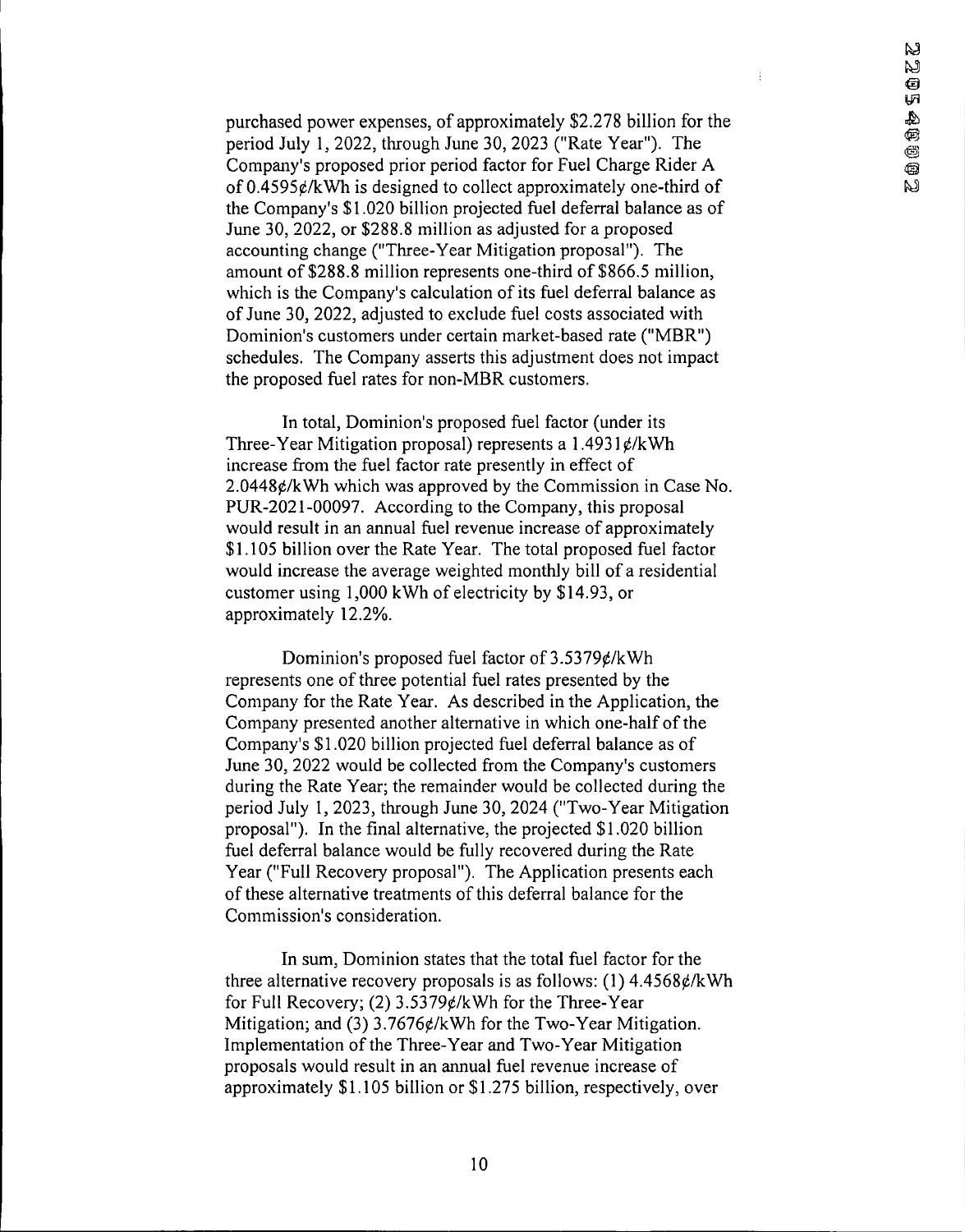purchased power expenses, of approximately $2.278 billion for the period July 1, 2022, through June 30, 2023 ("Rate Year"). The Company's proposed prior period factor for Fuel Charge Rider A of 0.4595¢/kWh is designed to collect approximately one-third of the Company's $1.020 billion projected fuel deferral balance as of June 30, 2022, or $288.8 million as adjusted for a proposed accounting change ("Three-Year Mitigation proposal"). The amount of $288.8 million represents one-third of $866.5 million, which is the Company's calculation of its fuel deferral balance as of June 30, 2022, adjusted to exclude fuel costs associated with Dominion's customers under certain market-based rate ("MBR") schedules. The Company asserts this adjustment does not impact the proposed fuel rates for non-MBR customers.

In total, Dominion's proposed fuel factor (under its Three-Year Mitigation proposal) represents a 1.4931¢/kWh increase from the fuel factor rate presently in effect of 2.0448¢/kWh which was approved by the Commission in Case No. PUR-2021-00097. According to the Company, this proposal would result in an annual fuel revenue increase of approximately $1.105 billion over the Rate Year. The total proposed fuel factor would increase the average weighted monthly bill of a residential customer using 1,000 kWh of electricity by $14.93, or approximately 12.2%.

Dominion's proposed fuel factor of 3.5379¢/kWh represents one of three potential fuel rates presented by the Company for the Rate Year. As described in the Application, the Company presented another alternative in which one-half of the Company's $1.020 billion projected fuel deferral balance as of June 30, 2022 would be collected from the Company's customers during the Rate Year; the remainder would be collected during the period July 1, 2023, through June 30, 2024 ("Two-Year Mitigation proposal"). In the final alternative, the projected $1.020 billion fuel deferral balance would be fully recovered during the Rate Year ("Full Recovery proposal"). The Application presents each of these alternative treatments of this deferral balance for the Commission's consideration.

In sum, Dominion states that the total fuel factor for the three alternative recovery proposals is as follows: (1) 4.4568¢/kWh for Full Recovery; (2) 3.5379¢/kWh for the Three-Year Mitigation; and (3) 3.7676¢/kWh for the Two-Year Mitigation. Implementation of the Three-Year and Two-Year Mitigation proposals would result in an annual fuel revenue increase of approximately $1.105 billion or $1.275 billion, respectively, over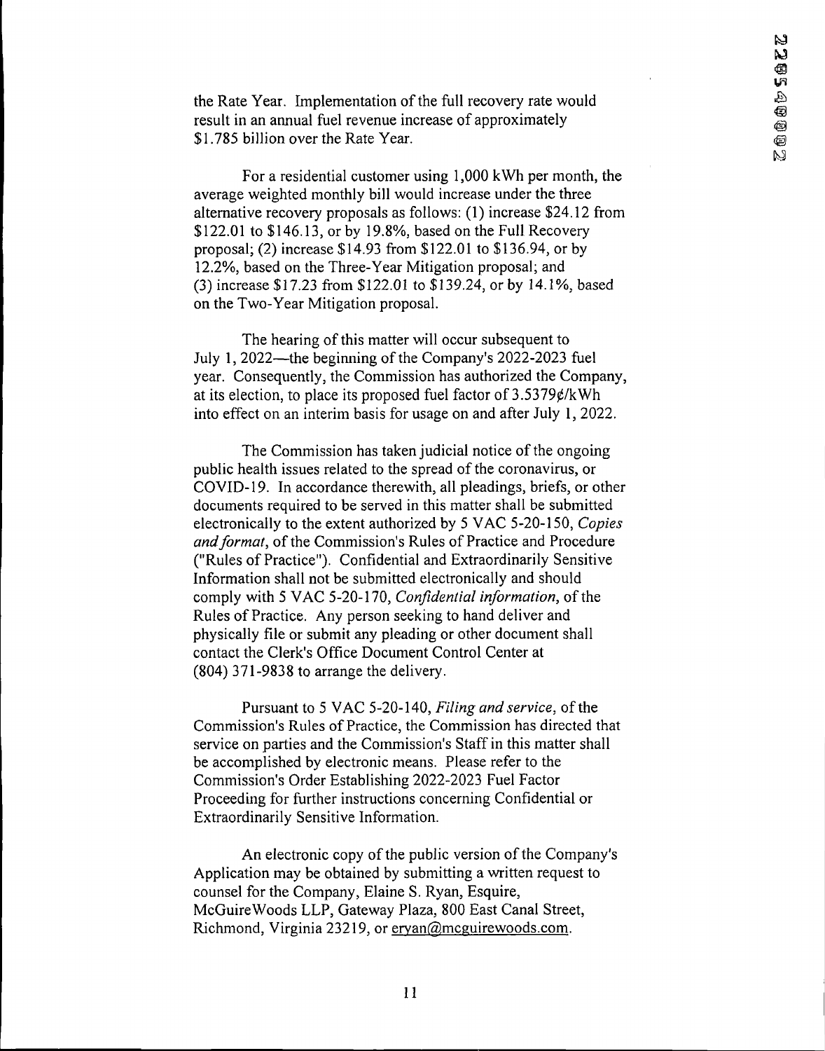the Rate Year. Implementation of the full recovery rate would result in an annual fuel revenue increase of approximately $1.785 billion over the Rate Year.

For a residential customer using 1,000 kWh per month, the average weighted monthly bill would increase under the three alternative recovery proposals as follows: (1) increase $24.12 from $122.01 to $146.13, or by 19.8%, based on the Full Recovery proposal; (2) increase $14.93 from $122.01 to $136.94, or by 12.2%, based on the Three-Year Mitigation proposal; and (3) increase $17.23 from $122.01 to $139.24, or by 14.1%, based on the Two-Year Mitigation proposal.

The hearing of this matter will occur subsequent to July 1, 2022—the beginning of the Company's 2022-2023 fuel year. Consequently, the Commission has authorized the Company, at its election, to place its proposed fuel factor of 3.5379¢/kWh into effect on an interim basis for usage on and after July 1, 2022.

The Commission has taken judicial notice of the ongoing public health issues related to the spread of the coronavirus, or COVID-19. In accordance therewith, all pleadings, briefs, or other documents required to be served in this matter shall be submitted electronically to the extent authorized by 5 VAC 5-20-150, *Copies and format*, of the Commission's Rules of Practice and Procedure ("Rules of Practice"). Confidential and Extraordinarily Sensitive Information shall not be submitted electronically and should comply with 5 VAC 5-20-170, *Confidential information*, of the Rules of Practice. Any person seeking to hand deliver and physically file or submit any pleading or other document shall contact the Clerk's Office Document Control Center at (804) 371-9838 to arrange the delivery.

Pursuant to 5 VAC 5-20-140, *Filing and service*, of the Commission's Rules of Practice, the Commission has directed that service on parties and the Commission's Staff in this matter shall be accomplished by electronic means. Please refer to the Commission's Order Establishing 2022-2023 Fuel Factor Proceeding for further instructions concerning Confidential or Extraordinarily Sensitive Information.

An electronic copy of the public version of the Company's Application may be obtained by submitting a written request to counsel for the Company, Elaine S. Ryan, Esquire, McGuireWoods LLP, Gateway Plaza, 800 East Canal Street, Richmond, Virginia 23219, or eryan@mcguirewoods.com.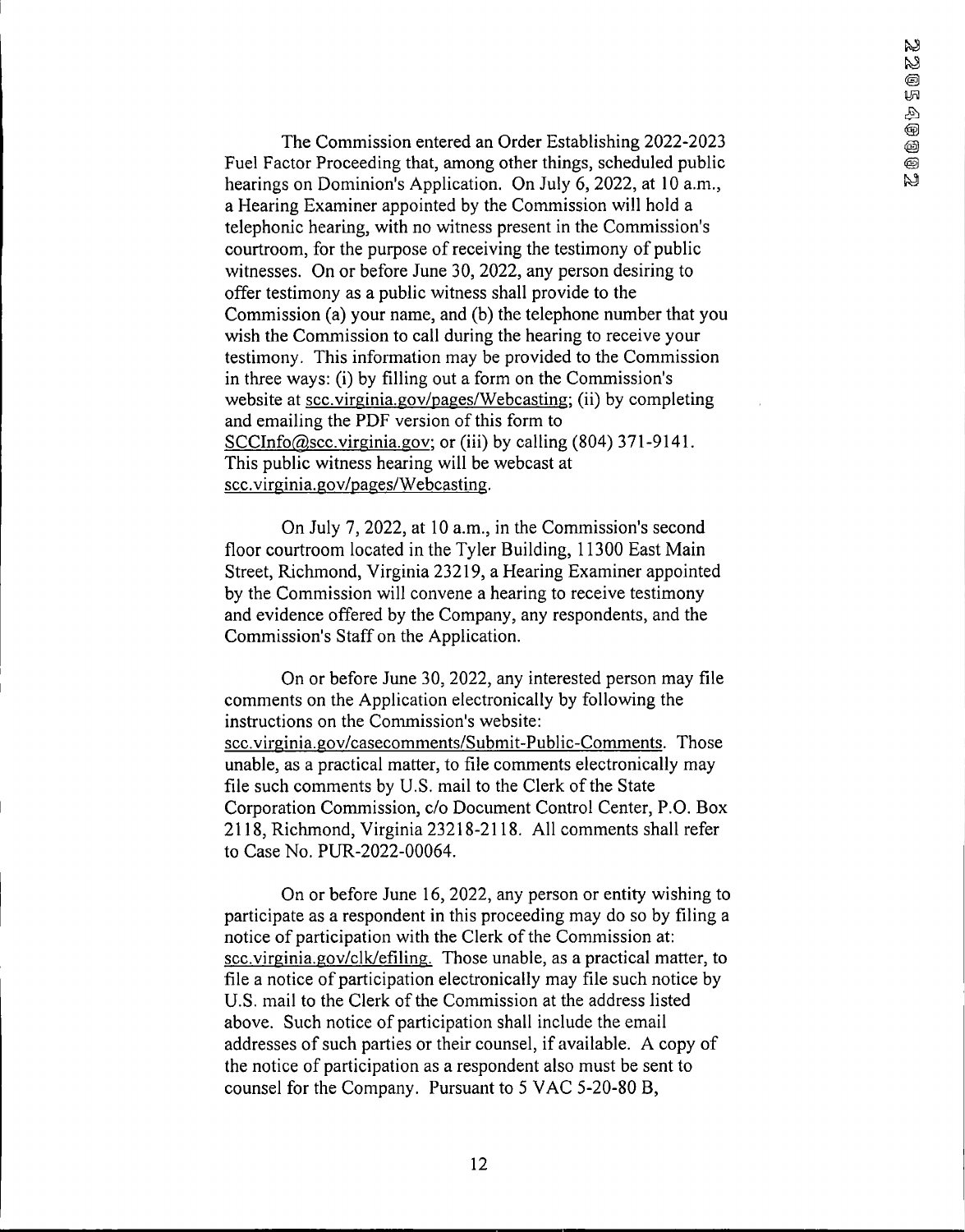The Commission entered an Order Establishing 2022-2023 Fuel Factor Proceeding that, among other things, scheduled public hearings on Dominion's Application. On July 6, 2022, at 10 a.m., a Hearing Examiner appointed by the Commission will hold a telephonic hearing, with no witness present in the Commission's courtroom, for the purpose of receiving the testimony of public witnesses. On or before June 30, 2022, any person desiring to offer testimony as a public witness shall provide to the Commission (a) your name, and (b) the telephone number that you wish the Commission to call during the hearing to receive your testimony. This information may be provided to the Commission in three ways: (i) by filling out a form on the Commission's website at scc.virginia.gov/pages/Webcasting; (ii) by completing and emailing the PDF version of this form to SCCInfo@scc.virginia.gov; or (iii) by calling (804) 371-9141. This public witness hearing will be webcast at scc.virginia.gov/pages/Webcasting.

On July 7, 2022, at 10 a.m., in the Commission's second floor courtroom located in the Tyler Building, 11300 East Main Street, Richmond, Virginia 23219, a Hearing Examiner appointed by the Commission will convene a hearing to receive testimony and evidence offered by the Company, any respondents, and the Commission's Staff on the Application.

On or before June 30, 2022, any interested person may file comments on the Application electronically by following the instructions on the Commission's website: scc.virginia.gov/casecomments/Submit-Public-Comments. Those unable, as a practical matter, to file comments electronically may file such comments by U.S. mail to the Clerk of the State Corporation Commission, c/o Document Control Center, P.O. Box 2118, Richmond, Virginia 23218-2118. All comments shall refer to Case No. PUR-2022-00064.

On or before June 16, 2022, any person or entity wishing to participate as a respondent in this proceeding may do so by filing a notice of participation with the Clerk of the Commission at: scc.virginia.gov/clk/efiling. Those unable, as a practical matter, to file a notice of participation electronically may file such notice by U.S. mail to the Clerk of the Commission at the address listed above. Such notice of participation shall include the email addresses of such parties or their counsel, if available. A copy of the notice of participation as a respondent also must be sent to counsel for the Company. Pursuant to 5 VAC 5-20-80 B,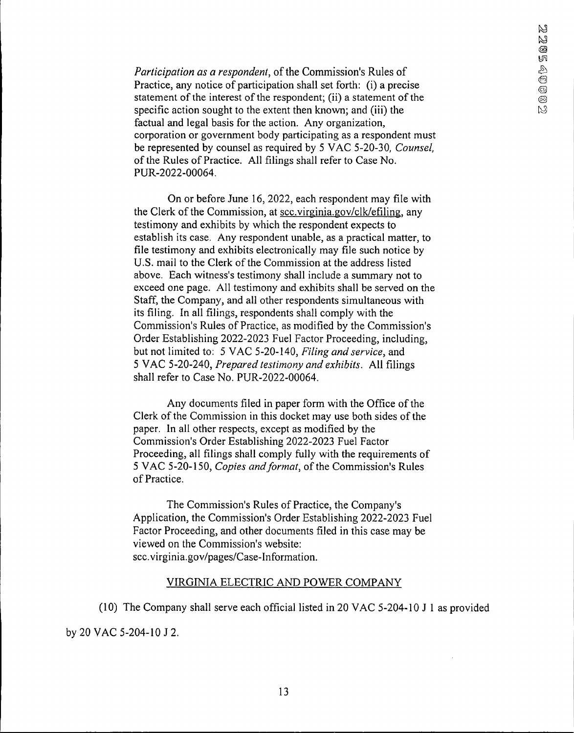*Participation as a respondent*, of the Commission's Rules of Practice, any notice of participation shall set forth: (i) a precise statement of the interest of the respondent; (ii) a statement of the specific action sought to the extent then known; and (iii) the factual and legal basis for the action. Any organization, corporation or government body participating as a respondent must be represented by counsel as required by 5 VAC 5-20-30, *Counsel*, of the Rules of Practice. All filings shall refer to Case No. PUR-2022-00064.

On or before June 16, 2022, each respondent may file with the Clerk of the Commission, at scc.virginia.gov/clk/efiling, any testimony and exhibits by which the respondent expects to establish its case. Any respondent unable, as a practical matter, to file testimony and exhibits electronically may file such notice by U.S. mail to the Clerk of the Commission at the address listed above. Each witness's testimony shall include a summary not to exceed one page. All testimony and exhibits shall be served on the Staff, the Company, and all other respondents simultaneous with its filing. In all filings, respondents shall comply with the Commission's Rules of Practice, as modified by the Commission's Order Establishing 2022-2023 Fuel Factor Proceeding, including, but not limited to: 5 VAC 5-20-140, *Filing and service*, and 5 VAC 5-20-240, *Prepared testimony and exhibits*. All filings shall refer to Case No. PUR-2022-00064.

Any documents filed in paper form with the Office of the Clerk of the Commission in this docket may use both sides of the paper. In all other respects, except as modified by the Commission's Order Establishing 2022-2023 Fuel Factor Proceeding, all filings shall comply fully with the requirements of 5 VAC 5-20-150, *Copies and format*, of the Commission's Rules of Practice.

The Commission's Rules of Practice, the Company's Application, the Commission's Order Establishing 2022-2023 Fuel Factor Proceeding, and other documents filed in this case may be viewed on the Commission's website: scc.virginia.gov/pages/Case-Information.

VIRGINIA ELECTRIC AND POWER COMPANY

(10) The Company shall serve each official listed in 20 VAC 5-204-10 J 1 as provided by 20 VAC 5-204-10 J 2.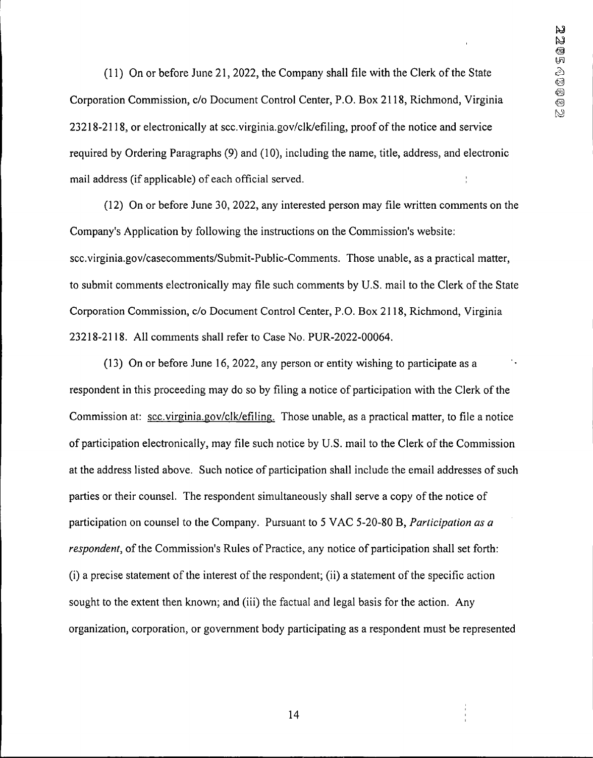(11) On or before June 21, 2022, the Company shall file with the Clerk of the State Corporation Commission, c/o Document Control Center, P.O. Box 2118, Richmond, Virginia 23218-2118, or electronically at scc.virginia.gov/clk/efiling, proof of the notice and service required by Ordering Paragraphs (9) and (10), including the name, title, address, and electronic mail address (if applicable) of each official served.

(12) On or before June 30, 2022, any interested person may file written comments on the Company's Application by following the instructions on the Commission's website: scc.virginia.gov/casecomments/Submit-Public-Comments. Those unable, as a practical matter, to submit comments electronically may file such comments by U.S. mail to the Clerk of the State Corporation Commission, c/o Document Control Center, P.O. Box 2118, Richmond, Virginia 23218-2118. All comments shall refer to Case No. PUR-2022-00064.

(13) On or before June 16, 2022, any person or entity wishing to participate as a respondent in this proceeding may do so by filing a notice of participation with the Clerk of the Commission at: scc.virginia.gov/clk/efiling. Those unable, as a practical matter, to file a notice of participation electronically, may file such notice by U.S. mail to the Clerk of the Commission at the address listed above. Such notice of participation shall include the email addresses of such parties or their counsel. The respondent simultaneously shall serve a copy of the notice of participation on counsel to the Company. Pursuant to 5 VAC 5-20-80 B, *Participation as a respondent*, of the Commission's Rules of Practice, any notice of participation shall set forth: (i) a precise statement of the interest of the respondent; (ii) a statement of the specific action sought to the extent then known; and (iii) the factual and legal basis for the action. Any organization, corporation, or government body participating as a respondent must be represented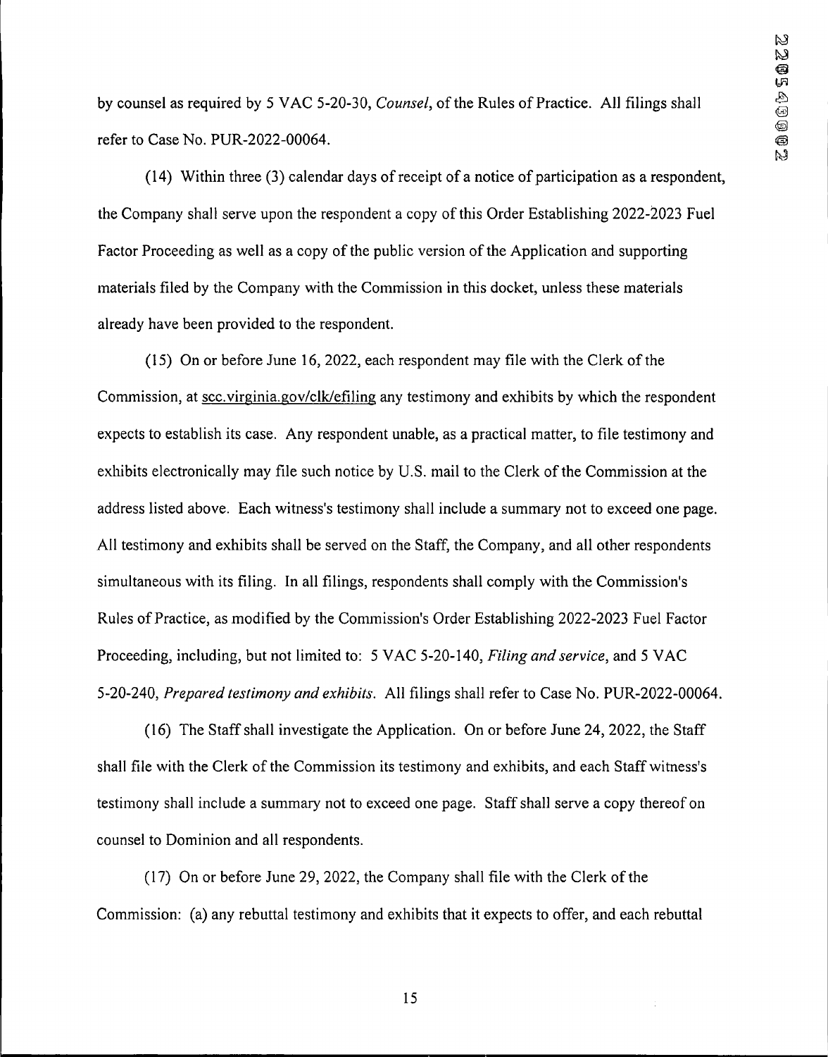by counsel as required by 5 VAC 5-20-30, *Counsel*, of the Rules of Practice. All filings shall refer to Case No. PUR-2022-00064.

(14) Within three (3) calendar days of receipt of a notice of participation as a respondent, the Company shall serve upon the respondent a copy of this Order Establishing 2022-2023 Fuel Factor Proceeding as well as a copy of the public version of the Application and supporting materials filed by the Company with the Commission in this docket, unless these materials already have been provided to the respondent.

(15) On or before June 16, 2022, each respondent may file with the Clerk of the Commission, at scc.virginia.gov/clk/efiling any testimony and exhibits by which the respondent expects to establish its case. Any respondent unable, as a practical matter, to file testimony and exhibits electronically may file such notice by U.S. mail to the Clerk of the Commission at the address listed above. Each witness's testimony shall include a summary not to exceed one page. All testimony and exhibits shall be served on the Staff, the Company, and all other respondents simultaneous with its filing. In all filings, respondents shall comply with the Commission's Rules of Practice, as modified by the Commission's Order Establishing 2022-2023 Fuel Factor Proceeding, including, but not limited to: 5 VAC 5-20-140, *Filing and service*, and 5 VAC 5-20-240, *Prepared testimony and exhibits*. All filings shall refer to Case No. PUR-2022-00064.

(16) The Staff shall investigate the Application. On or before June 24, 2022, the Staff shall file with the Clerk of the Commission its testimony and exhibits, and each Staff witness's testimony shall include a summary not to exceed one page. Staff shall serve a copy thereof on counsel to Dominion and all respondents.

(17) On or before June 29, 2022, the Company shall file with the Clerk of the Commission: (a) any rebuttal testimony and exhibits that it expects to offer, and each rebuttal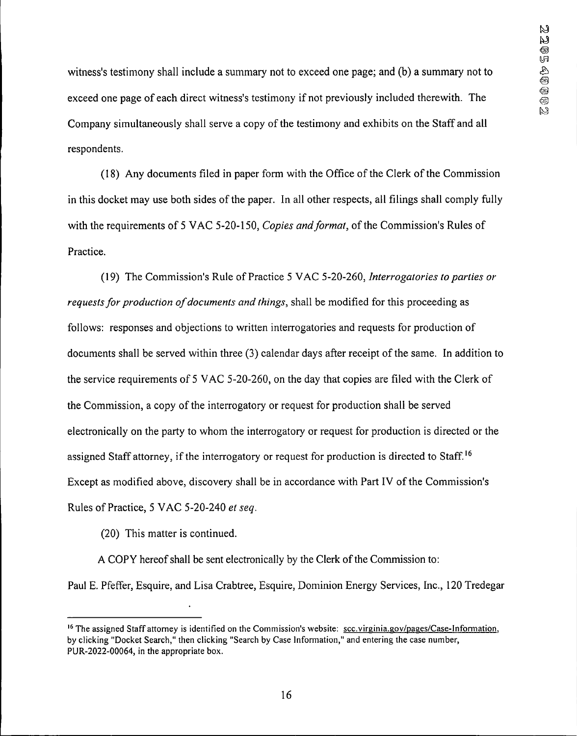witness's testimony shall include a summary not to exceed one page; and (b) a summary not to exceed one page of each direct witness's testimony if not previously included therewith. The Company simultaneously shall serve a copy of the testimony and exhibits on the Staff and all respondents.

(18) Any documents filed in paper form with the Office of the Clerk of the Commission in this docket may use both sides of the paper. In all other respects, all filings shall comply fully with the requirements of 5 VAC 5-20-150, *Copies and format*, of the Commission's Rules of Practice.

(19) The Commission's Rule of Practice 5 VAC 5-20-260, *Interrogatories to parties or requests for production of documents and things*, shall be modified for this proceeding as follows: responses and objections to written interrogatories and requests for production of documents shall be served within three (3) calendar days after receipt of the same. In addition to the service requirements of 5 VAC 5-20-260, on the day that copies are filed with the Clerk of the Commission, a copy of the interrogatory or request for production shall be served electronically on the party to whom the interrogatory or request for production is directed or the assigned Staff attorney, if the interrogatory or request for production is directed to Staff.[16] Except as modified above, discovery shall be in accordance with Part IV of the Commission's Rules of Practice, 5 VAC 5-20-240 *et seq.*

(20) This matter is continued.

A COPY hereof shall be sent electronically by the Clerk of the Commission to: Paul E. Pfeffer, Esquire, and Lisa Crabtree, Esquire, Dominion Energy Services, Inc., 120 Tredegar

---

[16] The assigned Staff attorney is identified on the Commission's website: scc.virginia.gov/pages/Case-Information, by clicking "Docket Search," then clicking "Search by Case Information," and entering the case number, PUR-2022-00064, in the appropriate box.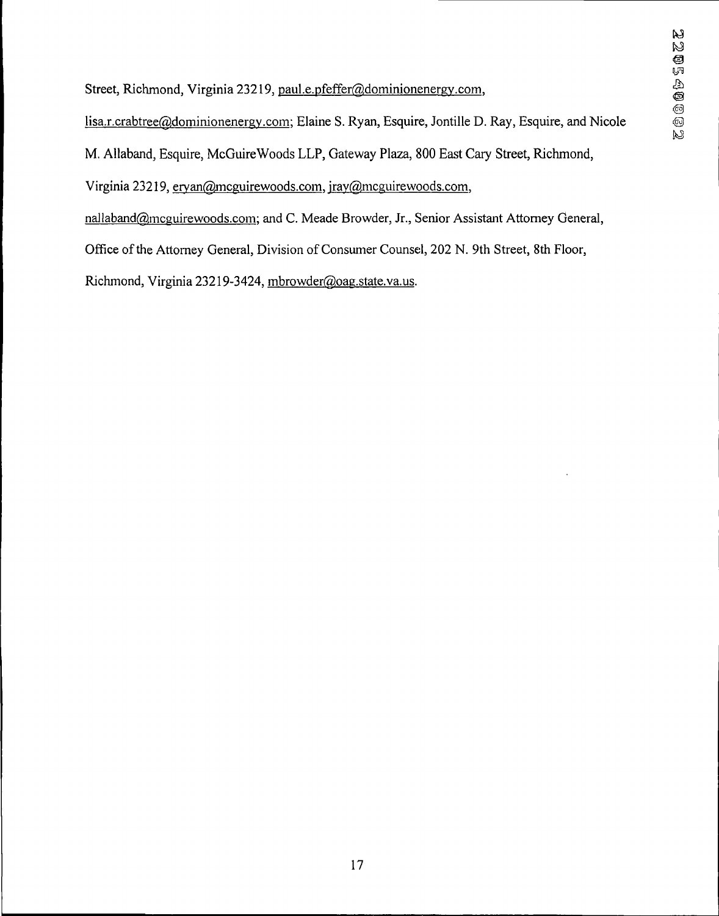Street, Richmond, Virginia 23219, paul.e.pfeffer@dominionenergy.com, lisa.r.crabtree@dominionenergy.com; Elaine S. Ryan, Esquire, Jontille D. Ray, Esquire, and Nicole M. Allaband, Esquire, McGuireWoods LLP, Gateway Plaza, 800 East Cary Street, Richmond, Virginia 23219, eryan@mcguirewoods.com, jray@mcguirewoods.com, nallaband@mcguirewoods.com; and C. Meade Browder, Jr., Senior Assistant Attorney General, Office of the Attorney General, Division of Consumer Counsel, 202 N. 9th Street, 8th Floor, Richmond, Virginia 23219-3424, mbrowder@oag.state.va.us.